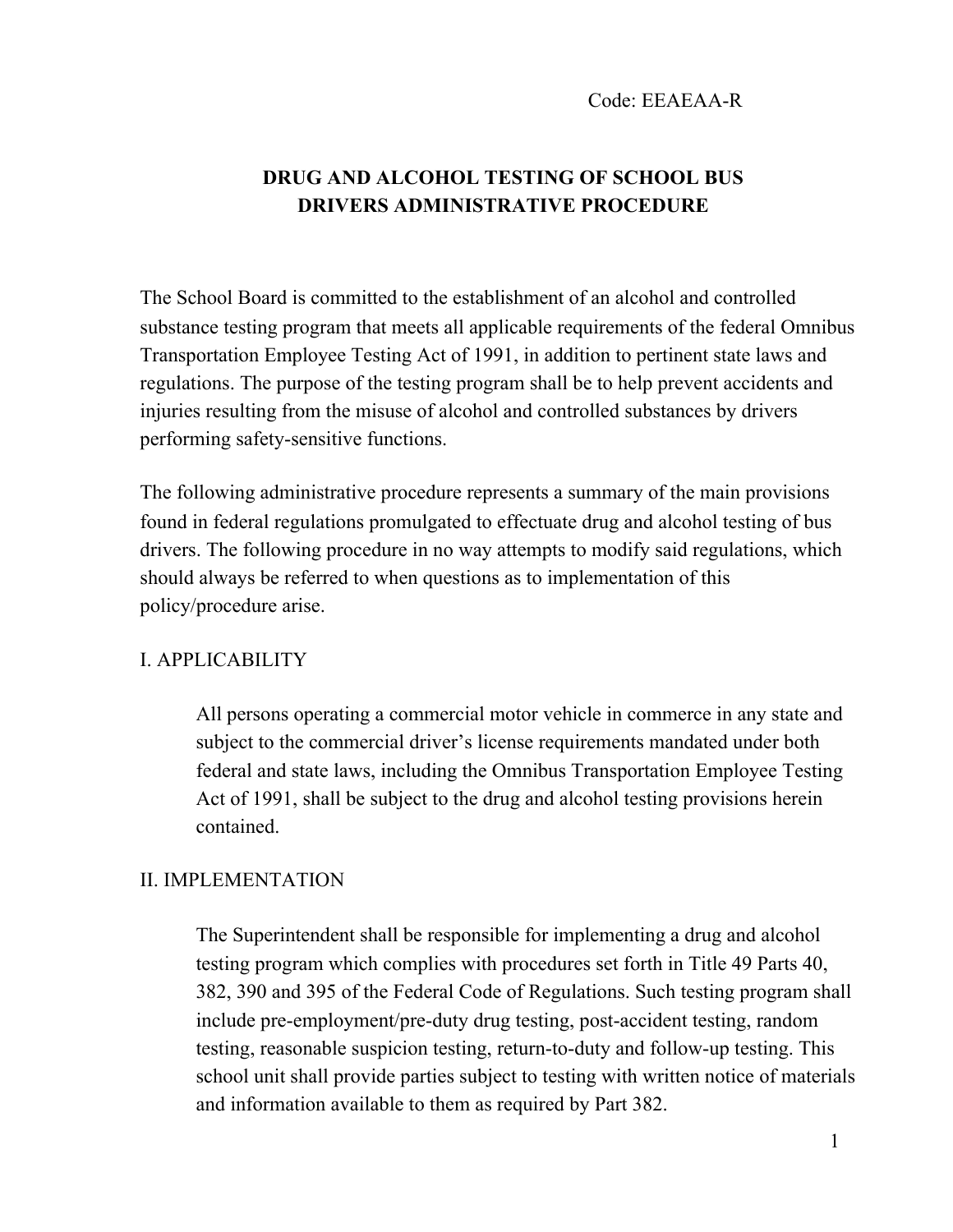Code: EEAEAA-R

# DRUG AND ALCOHOL TESTING OF SCHOOL BUS DRIVERS ADMINISTRATIVE PROCEDURE

The School Board is committed to the establishment of an alcohol and controlled substance testing program that meets all applicable requirements of the federal Omnibus Transportation Employee Testing Act of 1991, in addition to pertinent state laws and regulations. The purpose of the testing program shall be to help prevent accidents and injuries resulting from the misuse of alcohol and controlled substances by drivers performing safety-sensitive functions.

The following administrative procedure represents a summary of the main provisions found in federal regulations promulgated to effectuate drug and alcohol testing of bus drivers. The following procedure in no way attempts to modify said regulations, which should always be referred to when questions as to implementation of this policy/procedure arise.

## I. APPLICABILITY

All persons operating a commercial motor vehicle in commerce in any state and subject to the commercial driver's license requirements mandated under both federal and state laws, including the Omnibus Transportation Employee Testing Act of 1991, shall be subject to the drug and alcohol testing provisions herein contained.

## II. IMPLEMENTATION

The Superintendent shall be responsible for implementing a drug and alcohol testing program which complies with procedures set forth in Title 49 Parts 40, 382, 390 and 395 of the Federal Code of Regulations. Such testing program shall include pre-employment/pre-duty drug testing, post-accident testing, random testing, reasonable suspicion testing, return-to-duty and follow-up testing. This school unit shall provide parties subject to testing with written notice of materials and information available to them as required by Part 382.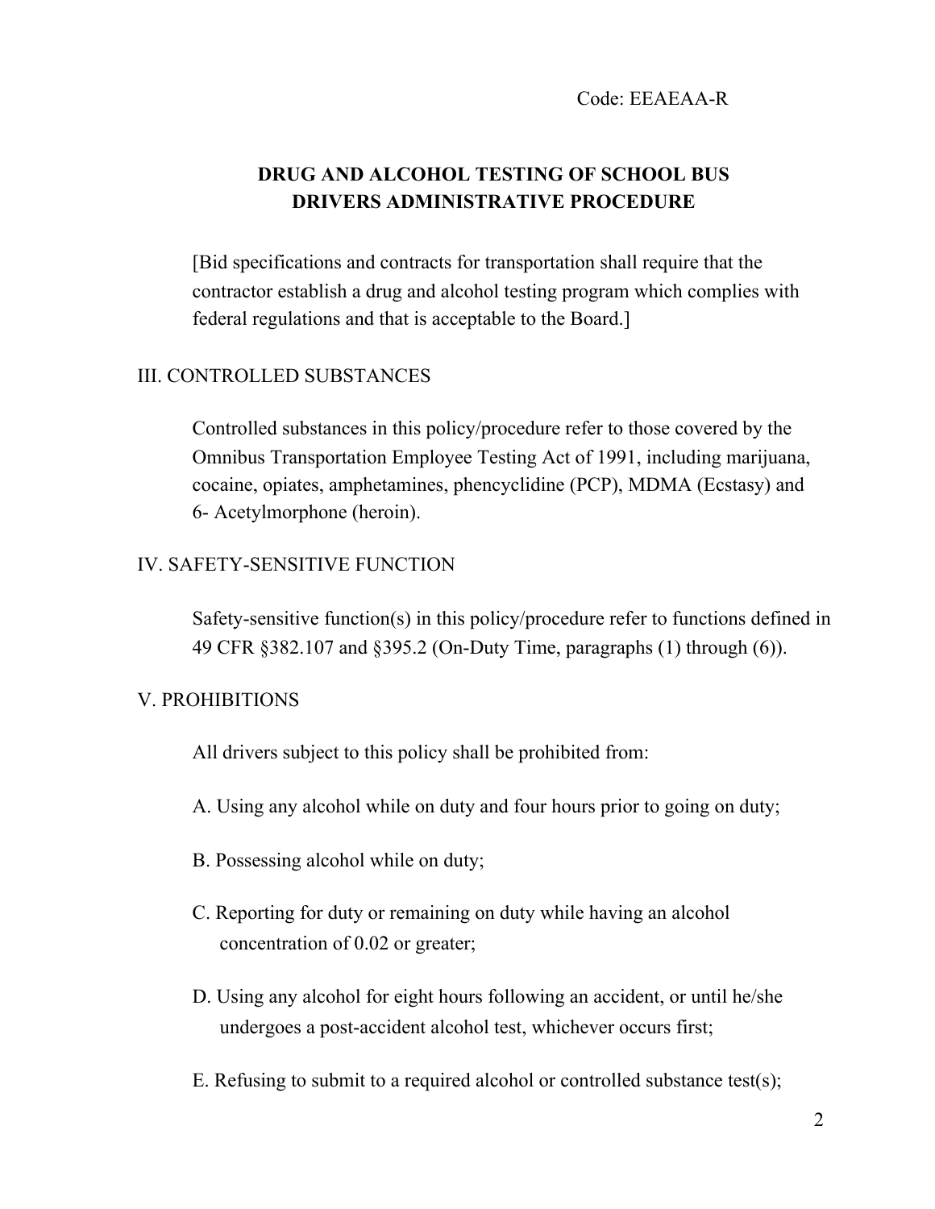Code: EEAEAA-R

## DRUG AND ALCOHOL TESTING OF SCHOOL BUS DRIVERS ADMINISTRATIVE PROCEDURE

[Bid specifications and contracts for transportation shall require that the contractor establish a drug and alcohol testing program which complies with federal regulations and that is acceptable to the Board.]

### III. CONTROLLED SUBSTANCES

Controlled substances in this policy/procedure refer to those covered by the Omnibus Transportation Employee Testing Act of 1991, including marijuana, cocaine, opiates, amphetamines, phencyclidine (PCP), MDMA (Ecstasy) and 6- Acetylmorphone (heroin).

### IV. SAFETY-SENSITIVE FUNCTION

Safety-sensitive function(s) in this policy/procedure refer to functions defined in 49 CFR §382.107 and §395.2 (On-Duty Time, paragraphs (1) through (6)).

### V. PROHIBITIONS

All drivers subject to this policy shall be prohibited from:

A. Using any alcohol while on duty and four hours prior to going on duty;

B. Possessing alcohol while on duty;

C. Reporting for duty or remaining on duty while having an alcohol concentration of 0.02 or greater;

D. Using any alcohol for eight hours following an accident, or until he/she undergoes a post-accident alcohol test, whichever occurs first;

E. Refusing to submit to a required alcohol or controlled substance test(s);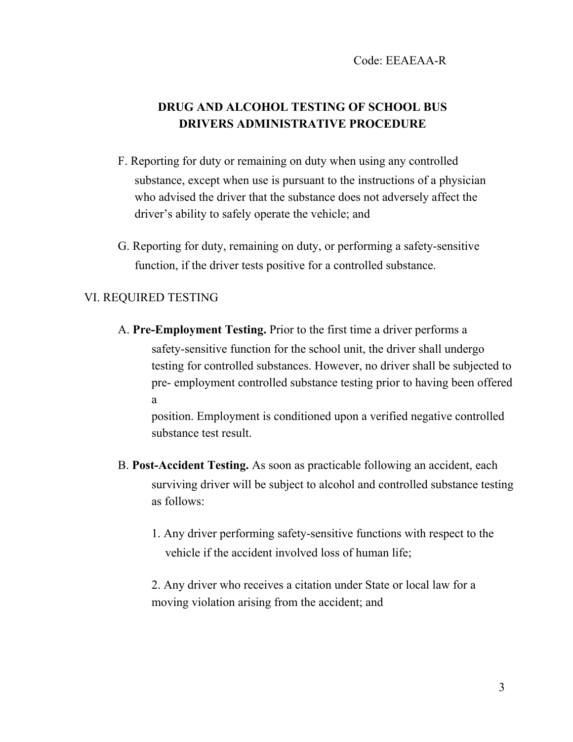F. Reporting for duty or remaining on duty when using any controlled substance, except when use is pursuant to the instructions of a physician who advised the driver that the substance does not adversely affect the driver's ability to safely operate the vehicle; and

G. Reporting for duty, remaining on duty, or performing a safety-sensitive function, if the driver tests positive for a controlled substance.

VI. REQUIRED TESTING

A. **Pre-Employment Testing.** Prior to the first time a driver performs a safety-sensitive function for the school unit, the driver shall undergo testing for controlled substances. However, no driver shall be subjected to pre- employment controlled substance testing prior to having been offered a position. Employment is conditioned upon a verified negative controlled substance test result.

B. **Post-Accident Testing.** As soon as practicable following an accident, each surviving driver will be subject to alcohol and controlled substance testing as follows:

1. Any driver performing safety-sensitive functions with respect to the vehicle if the accident involved loss of human life;

2. Any driver who receives a citation under State or local law for a moving violation arising from the accident; and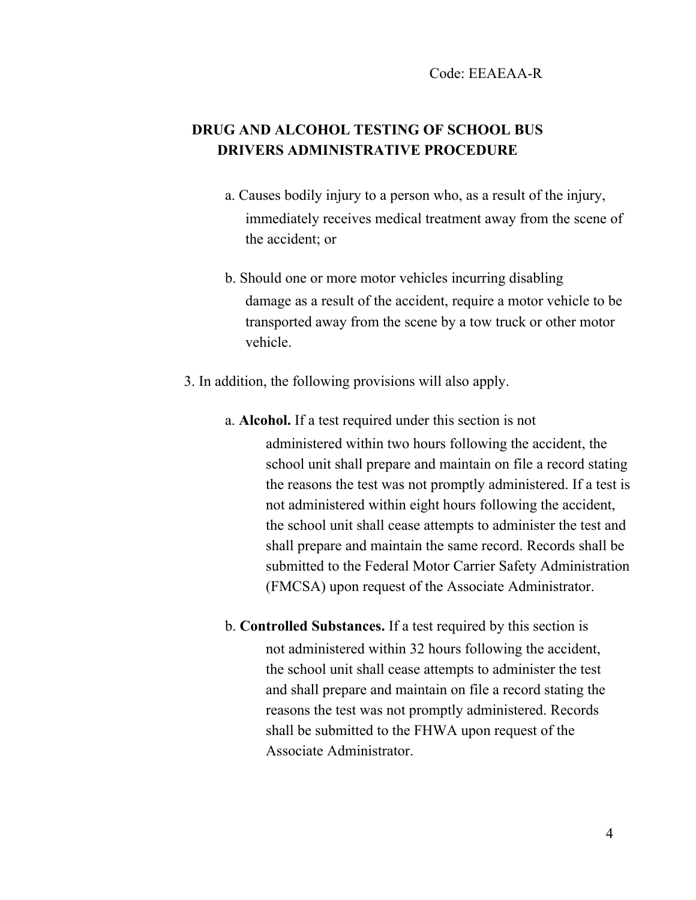Code: EEAEAA-R

## DRUG AND ALCOHOL TESTING OF SCHOOL BUS DRIVERS ADMINISTRATIVE PROCEDURE

a. Causes bodily injury to a person who, as a result of the injury, immediately receives medical treatment away from the scene of the accident; or

b. Should one or more motor vehicles incurring disabling damage as a result of the accident, require a motor vehicle to be transported away from the scene by a tow truck or other motor vehicle.

3. In addition, the following provisions will also apply.

   a. **Alcohol.** If a test required under this section is not administered within two hours following the accident, the school unit shall prepare and maintain on file a record stating the reasons the test was not promptly administered. If a test is not administered within eight hours following the accident, the school unit shall cease attempts to administer the test and shall prepare and maintain the same record. Records shall be submitted to the Federal Motor Carrier Safety Administration (FMCSA) upon request of the Associate Administrator.

   b. **Controlled Substances.** If a test required by this section is not administered within 32 hours following the accident, the school unit shall cease attempts to administer the test and shall prepare and maintain on file a record stating the reasons the test was not promptly administered. Records shall be submitted to the FHWA upon request of the Associate Administrator.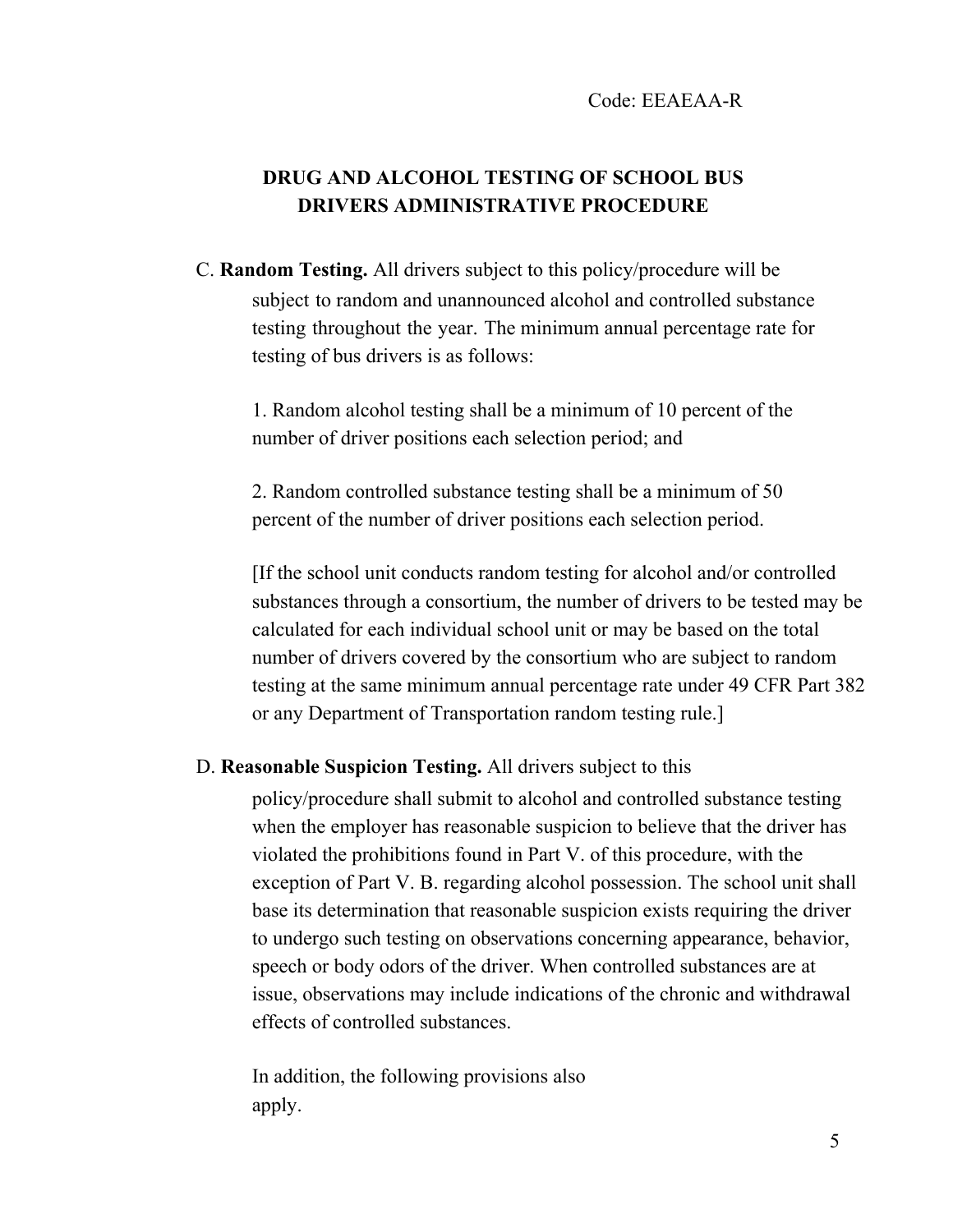Code: EEAEAA-R

## DRUG AND ALCOHOL TESTING OF SCHOOL BUS DRIVERS ADMINISTRATIVE PROCEDURE

C. **Random Testing.** All drivers subject to this policy/procedure will be subject to random and unannounced alcohol and controlled substance testing throughout the year. The minimum annual percentage rate for testing of bus drivers is as follows:

1. Random alcohol testing shall be a minimum of 10 percent of the number of driver positions each selection period; and

2. Random controlled substance testing shall be a minimum of 50 percent of the number of driver positions each selection period.

[If the school unit conducts random testing for alcohol and/or controlled substances through a consortium, the number of drivers to be tested may be calculated for each individual school unit or may be based on the total number of drivers covered by the consortium who are subject to random testing at the same minimum annual percentage rate under 49 CFR Part 382 or any Department of Transportation random testing rule.]

D. **Reasonable Suspicion Testing.** All drivers subject to this policy/procedure shall submit to alcohol and controlled substance testing when the employer has reasonable suspicion to believe that the driver has violated the prohibitions found in Part V. of this procedure, with the exception of Part V. B. regarding alcohol possession. The school unit shall base its determination that reasonable suspicion exists requiring the driver to undergo such testing on observations concerning appearance, behavior, speech or body odors of the driver. When controlled substances are at issue, observations may include indications of the chronic and withdrawal effects of controlled substances.

In addition, the following provisions also apply.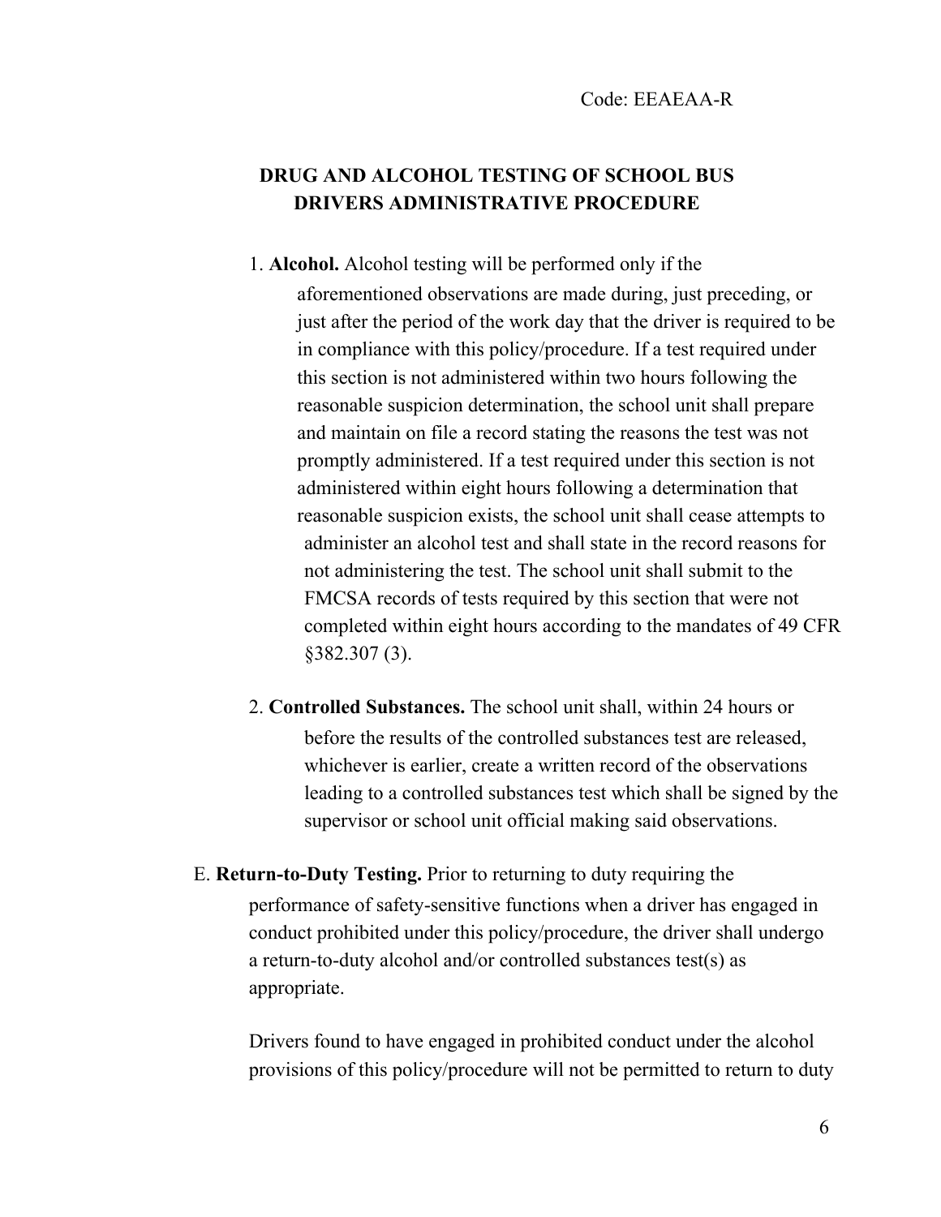Code: EEAEAA-R

## DRUG AND ALCOHOL TESTING OF SCHOOL BUS DRIVERS ADMINISTRATIVE PROCEDURE

1. **Alcohol.** Alcohol testing will be performed only if the aforementioned observations are made during, just preceding, or just after the period of the work day that the driver is required to be in compliance with this policy/procedure. If a test required under this section is not administered within two hours following the reasonable suspicion determination, the school unit shall prepare and maintain on file a record stating the reasons the test was not promptly administered. If a test required under this section is not administered within eight hours following a determination that reasonable suspicion exists, the school unit shall cease attempts to administer an alcohol test and shall state in the record reasons for not administering the test. The school unit shall submit to the FMCSA records of tests required by this section that were not completed within eight hours according to the mandates of 49 CFR §382.307 (3).

2. **Controlled Substances.** The school unit shall, within 24 hours or before the results of the controlled substances test are released, whichever is earlier, create a written record of the observations leading to a controlled substances test which shall be signed by the supervisor or school unit official making said observations.

E. **Return-to-Duty Testing.** Prior to returning to duty requiring the performance of safety-sensitive functions when a driver has engaged in conduct prohibited under this policy/procedure, the driver shall undergo a return-to-duty alcohol and/or controlled substances test(s) as appropriate.

Drivers found to have engaged in prohibited conduct under the alcohol provisions of this policy/procedure will not be permitted to return to duty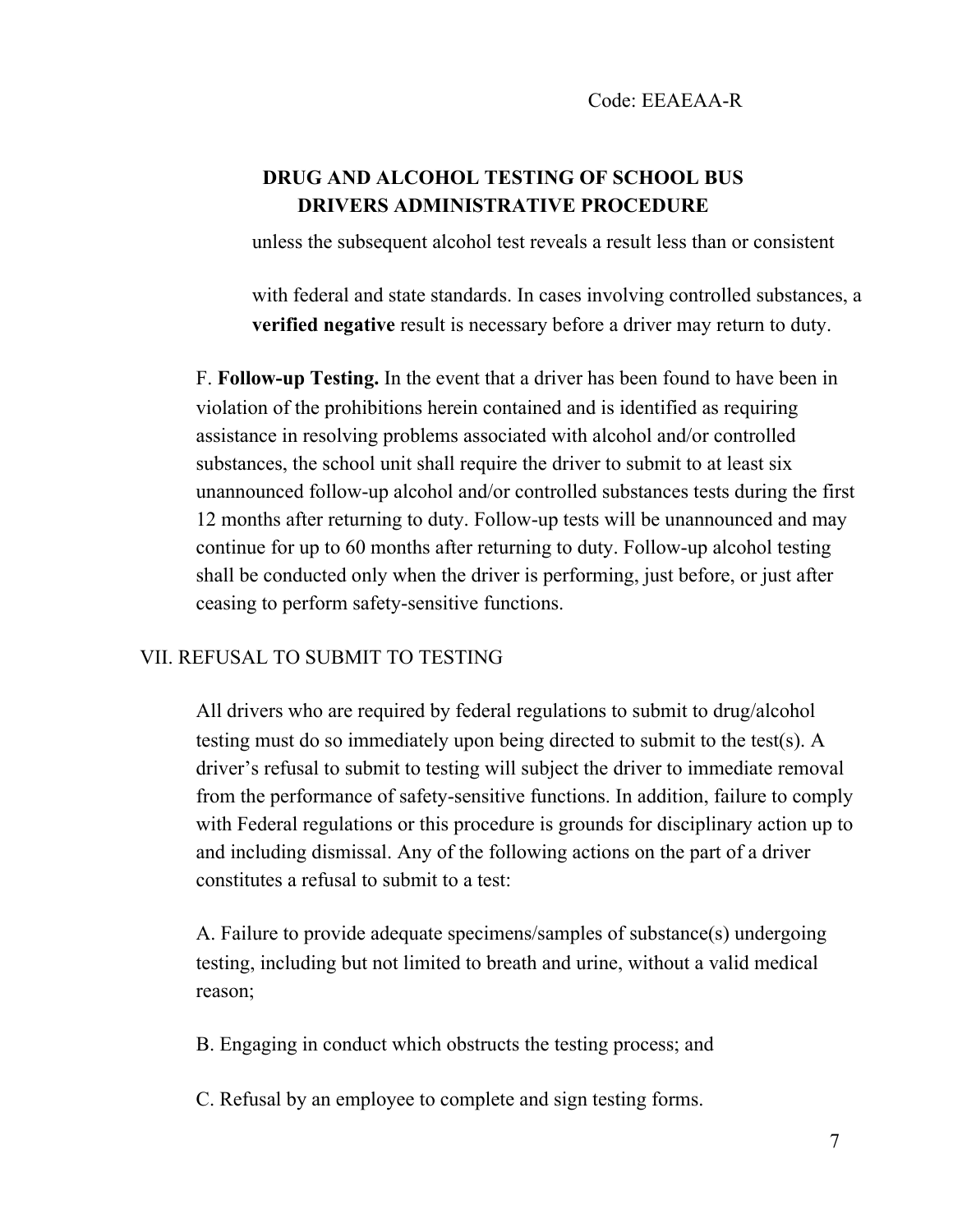Code: EEAEAA-R

**DRUG AND ALCOHOL TESTING OF SCHOOL BUS DRIVERS ADMINISTRATIVE PROCEDURE**

unless the subsequent alcohol test reveals a result less than or consistent with federal and state standards. In cases involving controlled substances, a **verified negative** result is necessary before a driver may return to duty.

F. **Follow-up Testing.** In the event that a driver has been found to have been in violation of the prohibitions herein contained and is identified as requiring assistance in resolving problems associated with alcohol and/or controlled substances, the school unit shall require the driver to submit to at least six unannounced follow-up alcohol and/or controlled substances tests during the first 12 months after returning to duty. Follow-up tests will be unannounced and may continue for up to 60 months after returning to duty. Follow-up alcohol testing shall be conducted only when the driver is performing, just before, or just after ceasing to perform safety-sensitive functions.

## VII. REFUSAL TO SUBMIT TO TESTING

All drivers who are required by federal regulations to submit to drug/alcohol testing must do so immediately upon being directed to submit to the test(s). A driver's refusal to submit to testing will subject the driver to immediate removal from the performance of safety-sensitive functions. In addition, failure to comply with Federal regulations or this procedure is grounds for disciplinary action up to and including dismissal. Any of the following actions on the part of a driver constitutes a refusal to submit to a test:

A. Failure to provide adequate specimens/samples of substance(s) undergoing testing, including but not limited to breath and urine, without a valid medical reason;

B. Engaging in conduct which obstructs the testing process; and

C. Refusal by an employee to complete and sign testing forms.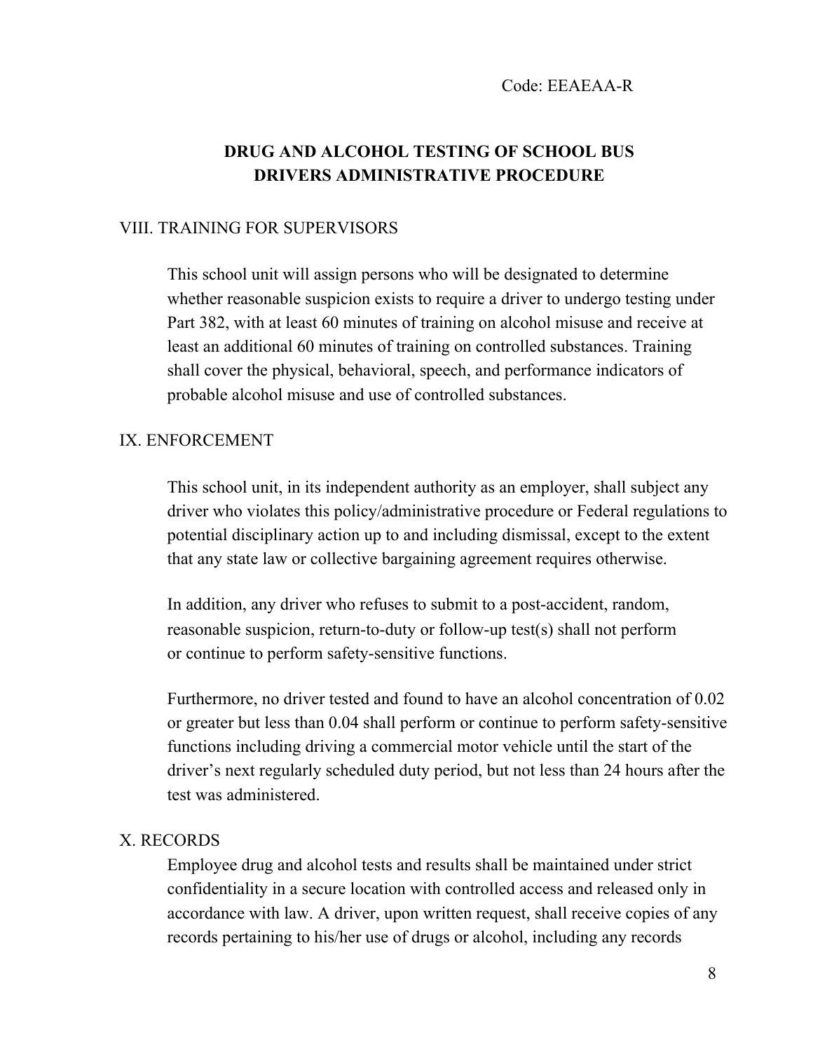Code: EEAEAA-R

# DRUG AND ALCOHOL TESTING OF SCHOOL BUS DRIVERS ADMINISTRATIVE PROCEDURE

## VIII. TRAINING FOR SUPERVISORS

This school unit will assign persons who will be designated to determine whether reasonable suspicion exists to require a driver to undergo testing under Part 382, with at least 60 minutes of training on alcohol misuse and receive at least an additional 60 minutes of training on controlled substances. Training shall cover the physical, behavioral, speech, and performance indicators of probable alcohol misuse and use of controlled substances.

## IX. ENFORCEMENT

This school unit, in its independent authority as an employer, shall subject any driver who violates this policy/administrative procedure or Federal regulations to potential disciplinary action up to and including dismissal, except to the extent that any state law or collective bargaining agreement requires otherwise.

In addition, any driver who refuses to submit to a post-accident, random, reasonable suspicion, return-to-duty or follow-up test(s) shall not perform or continue to perform safety-sensitive functions.

Furthermore, no driver tested and found to have an alcohol concentration of 0.02 or greater but less than 0.04 shall perform or continue to perform safety-sensitive functions including driving a commercial motor vehicle until the start of the driver's next regularly scheduled duty period, but not less than 24 hours after the test was administered.

## X. RECORDS

Employee drug and alcohol tests and results shall be maintained under strict confidentiality in a secure location with controlled access and released only in accordance with law. A driver, upon written request, shall receive copies of any records pertaining to his/her use of drugs or alcohol, including any records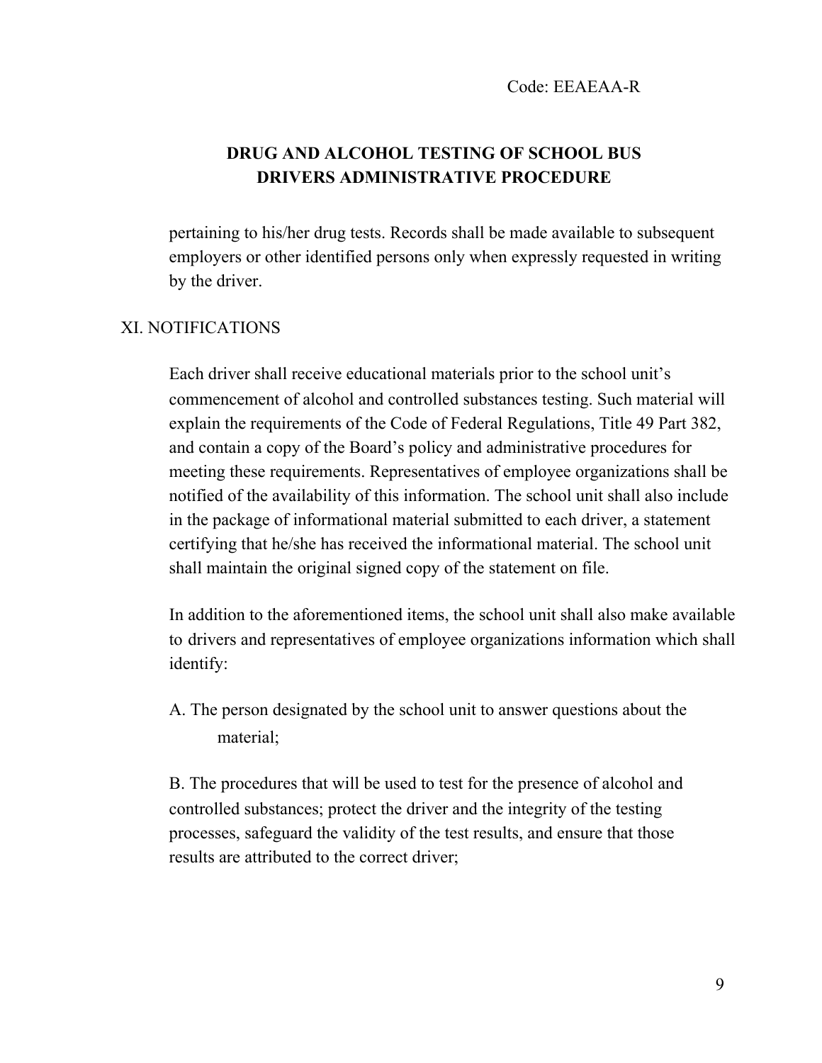pertaining to his/her drug tests. Records shall be made available to subsequent employers or other identified persons only when expressly requested in writing by the driver.

## XI. NOTIFICATIONS

Each driver shall receive educational materials prior to the school unit's commencement of alcohol and controlled substances testing. Such material will explain the requirements of the Code of Federal Regulations, Title 49 Part 382, and contain a copy of the Board's policy and administrative procedures for meeting these requirements. Representatives of employee organizations shall be notified of the availability of this information. The school unit shall also include in the package of informational material submitted to each driver, a statement certifying that he/she has received the informational material. The school unit shall maintain the original signed copy of the statement on file.

In addition to the aforementioned items, the school unit shall also make available to drivers and representatives of employee organizations information which shall identify:

A. The person designated by the school unit to answer questions about the material;

B. The procedures that will be used to test for the presence of alcohol and controlled substances; protect the driver and the integrity of the testing processes, safeguard the validity of the test results, and ensure that those results are attributed to the correct driver;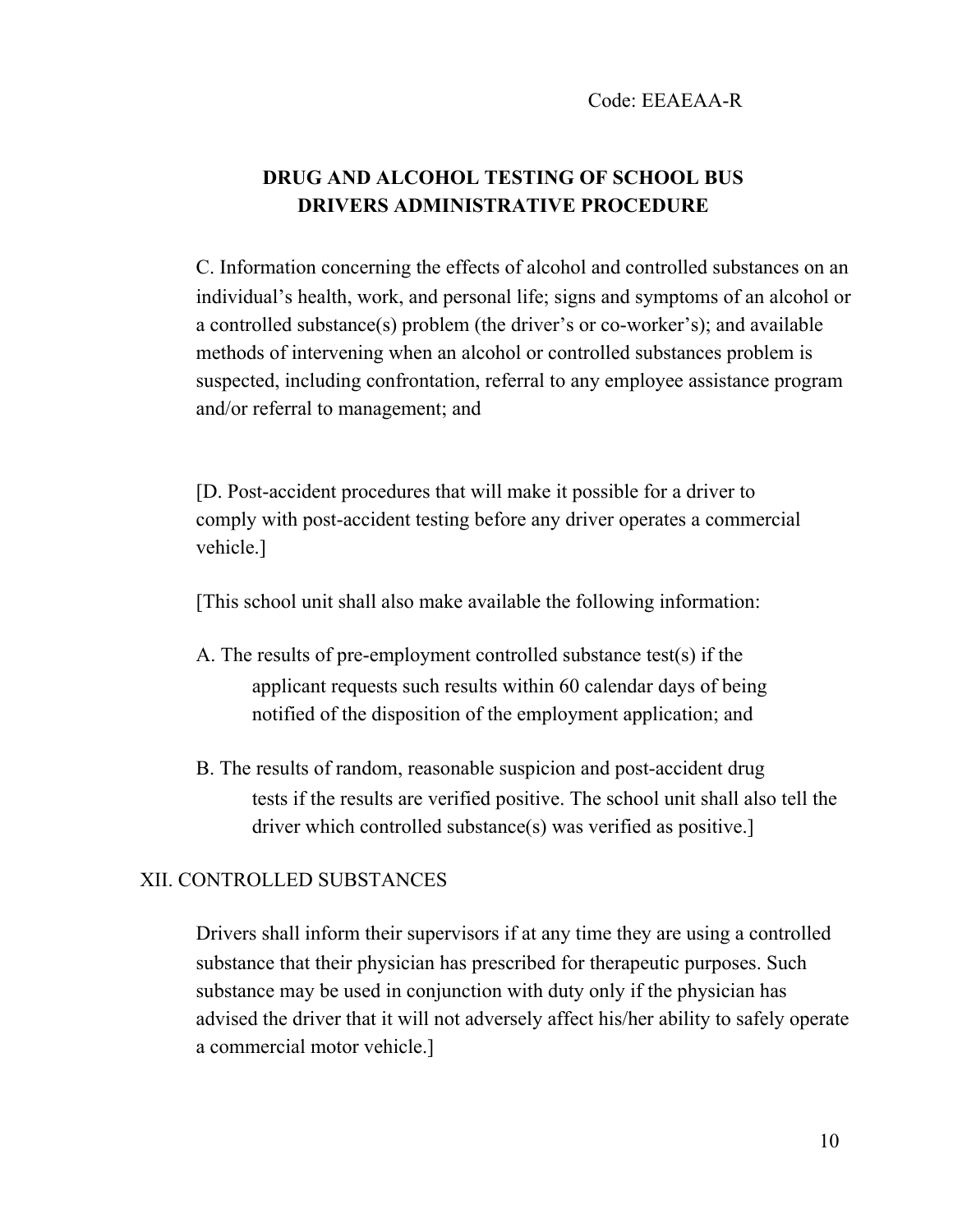Code: EEAEAA-R

## DRUG AND ALCOHOL TESTING OF SCHOOL BUS DRIVERS ADMINISTRATIVE PROCEDURE

C. Information concerning the effects of alcohol and controlled substances on an individual's health, work, and personal life; signs and symptoms of an alcohol or a controlled substance(s) problem (the driver's or co-worker's); and available methods of intervening when an alcohol or controlled substances problem is suspected, including confrontation, referral to any employee assistance program and/or referral to management; and

[D. Post-accident procedures that will make it possible for a driver to comply with post-accident testing before any driver operates a commercial vehicle.]

[This school unit shall also make available the following information:

A. The results of pre-employment controlled substance test(s) if the applicant requests such results within 60 calendar days of being notified of the disposition of the employment application; and

B. The results of random, reasonable suspicion and post-accident drug tests if the results are verified positive. The school unit shall also tell the driver which controlled substance(s) was verified as positive.]

### XII. CONTROLLED SUBSTANCES

Drivers shall inform their supervisors if at any time they are using a controlled substance that their physician has prescribed for therapeutic purposes. Such substance may be used in conjunction with duty only if the physician has advised the driver that it will not adversely affect his/her ability to safely operate a commercial motor vehicle.]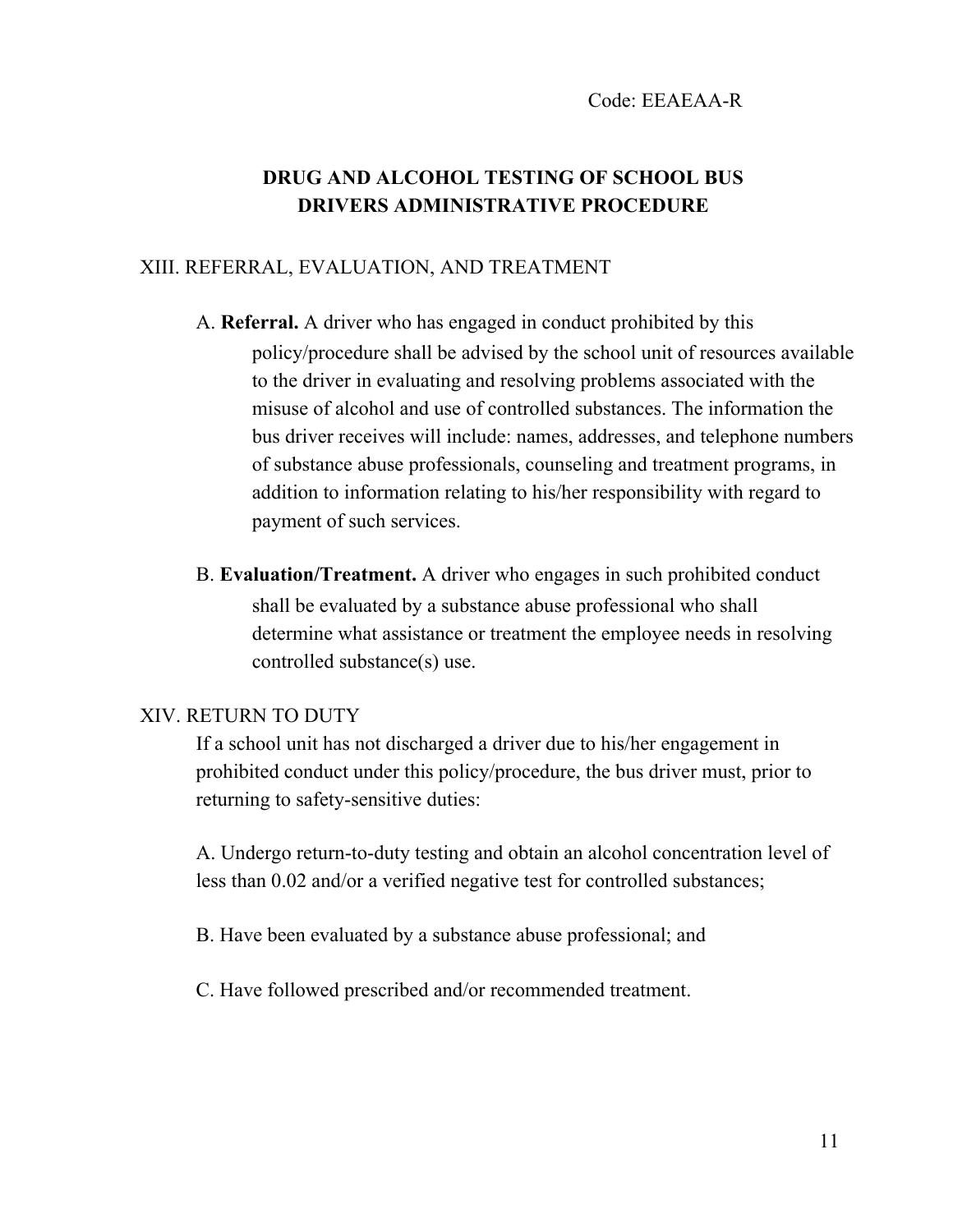Code: EEAEAA-R

## DRUG AND ALCOHOL TESTING OF SCHOOL BUS DRIVERS ADMINISTRATIVE PROCEDURE

### XIII. REFERRAL, EVALUATION, AND TREATMENT

A. **Referral.** A driver who has engaged in conduct prohibited by this policy/procedure shall be advised by the school unit of resources available to the driver in evaluating and resolving problems associated with the misuse of alcohol and use of controlled substances. The information the bus driver receives will include: names, addresses, and telephone numbers of substance abuse professionals, counseling and treatment programs, in addition to information relating to his/her responsibility with regard to payment of such services.

B. **Evaluation/Treatment.** A driver who engages in such prohibited conduct shall be evaluated by a substance abuse professional who shall determine what assistance or treatment the employee needs in resolving controlled substance(s) use.

### XIV. RETURN TO DUTY

If a school unit has not discharged a driver due to his/her engagement in prohibited conduct under this policy/procedure, the bus driver must, prior to returning to safety-sensitive duties:

A. Undergo return-to-duty testing and obtain an alcohol concentration level of less than 0.02 and/or a verified negative test for controlled substances;

B. Have been evaluated by a substance abuse professional; and

C. Have followed prescribed and/or recommended treatment.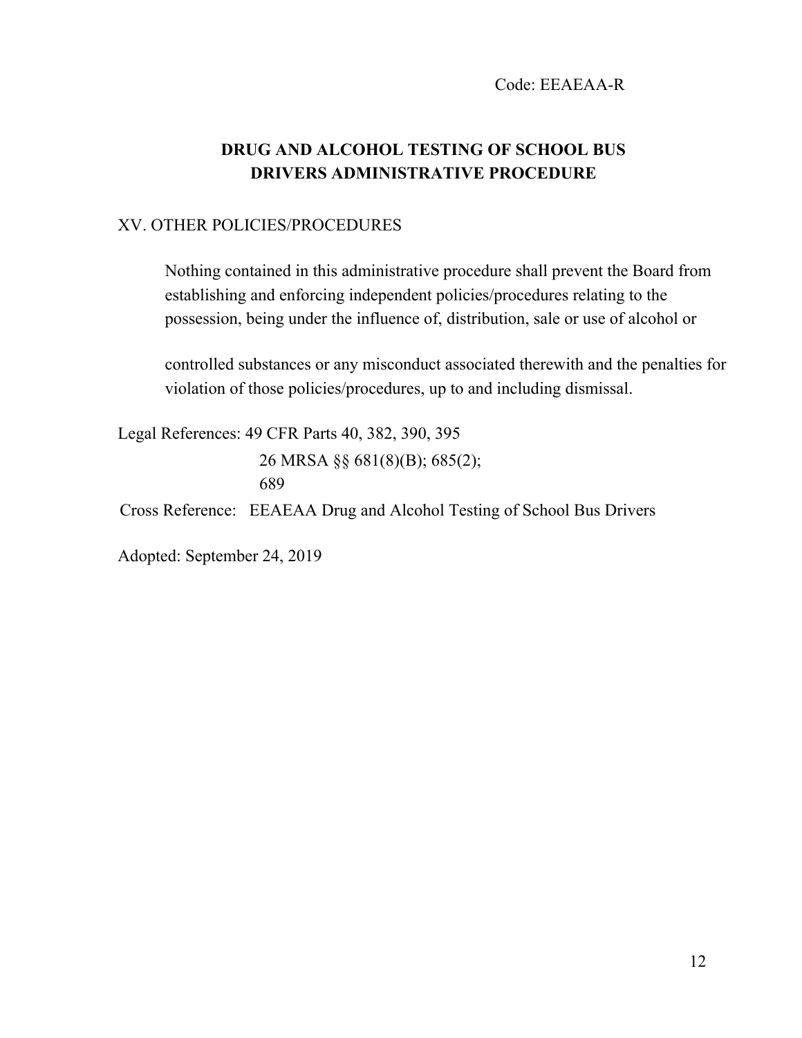Code: EEAEAA-R

## DRUG AND ALCOHOL TESTING OF SCHOOL BUS DRIVERS ADMINISTRATIVE PROCEDURE

### XV. OTHER POLICIES/PROCEDURES

Nothing contained in this administrative procedure shall prevent the Board from establishing and enforcing independent policies/procedures relating to the possession, being under the influence of, distribution, sale or use of alcohol or controlled substances or any misconduct associated therewith and the penalties for violation of those policies/procedures, up to and including dismissal.

Legal References: 49 CFR Parts 40, 382, 390, 395
26 MRSA §§ 681(8)(B); 685(2); 689

Cross Reference: EEAEAA Drug and Alcohol Testing of School Bus Drivers

Adopted: September 24, 2019